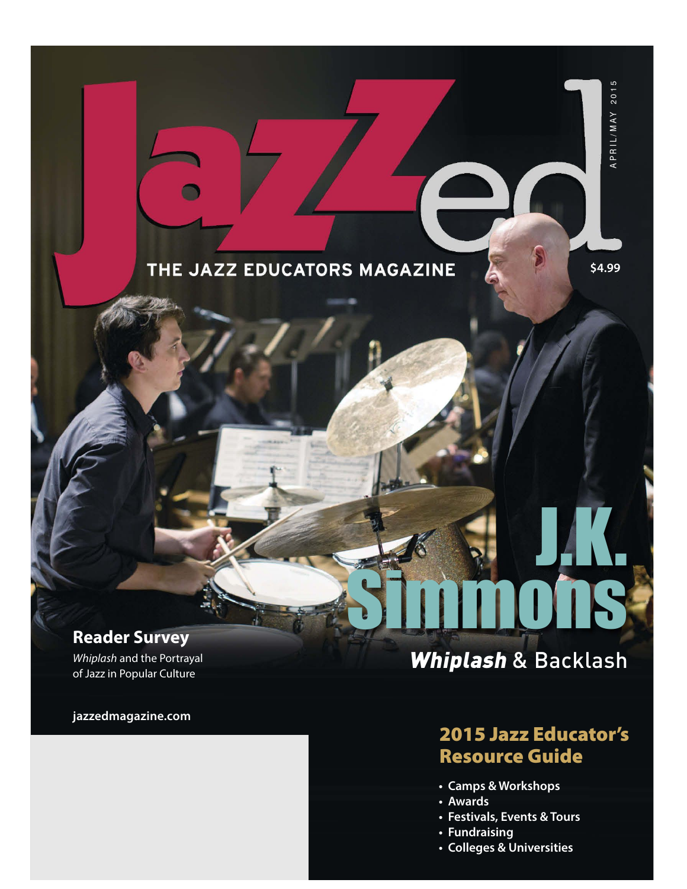# JazzEd

## THE JAZZ EDUCATORS MAGAZINE

APRIL/MAY 2015

$4.99

# J.K. Simmons

## *Whiplash* & Backlash

**Reader Survey**

*Whiplash* and the Portrayal of Jazz in Popular Culture

jazzedmagazine.com

## 2015 Jazz Educator's Resource Guide

- Camps & Workshops
- Awards
- Festivals, Events & Tours
- Fundraising
- Colleges & Universities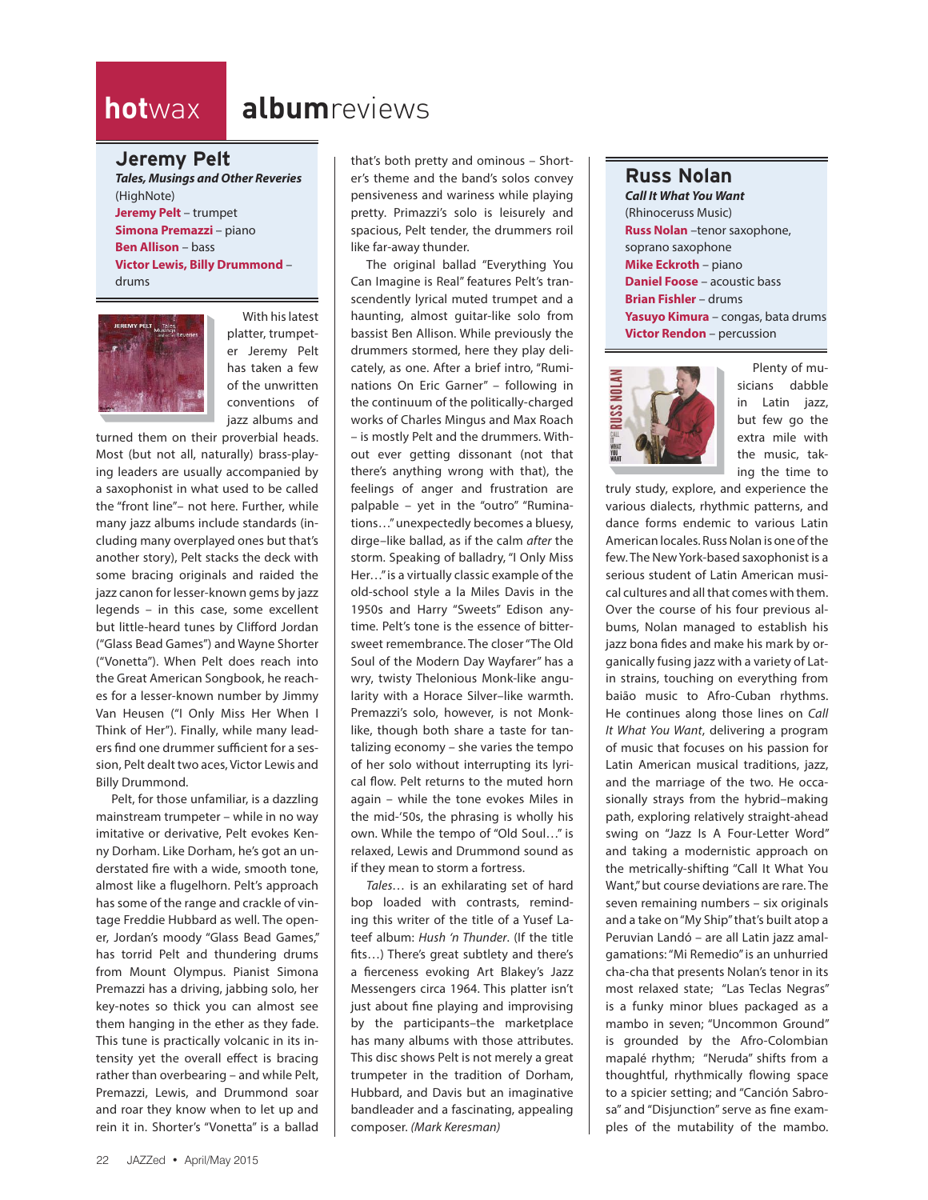# hotwax albumreviews

## Jeremy Pelt

***Tales, Musings and Other Reveries***
(HighNote)
**Jeremy Pelt** – trumpet
**Simona Premazzi** – piano
**Ben Allison** – bass
**Victor Lewis, Billy Drummond** – drums

With his latest platter, trumpeter Jeremy Pelt has taken a few of the unwritten conventions of jazz albums and turned them on their proverbial heads. Most (but not all, naturally) brass-playing leaders are usually accompanied by a saxophonist in what used to be called the "front line"– not here. Further, while many jazz albums include standards (including many overplayed ones but that's another story), Pelt stacks the deck with some bracing originals and raided the jazz canon for lesser-known gems by jazz legends – in this case, some excellent but little-heard tunes by Clifford Jordan ("Glass Bead Games") and Wayne Shorter ("Vonetta"). When Pelt does reach into the Great American Songbook, he reaches for a lesser-known number by Jimmy Van Heusen ("I Only Miss Her When I Think of Her"). Finally, while many leaders find one drummer sufficient for a session, Pelt dealt two aces, Victor Lewis and Billy Drummond.

Pelt, for those unfamiliar, is a dazzling mainstream trumpeter – while in no way imitative or derivative, Pelt evokes Kenny Dorham. Like Dorham, he's got an understated fire with a wide, smooth tone, almost like a flugelhorn. Pelt's approach has some of the range and crackle of vintage Freddie Hubbard as well. The opener, Jordan's moody "Glass Bead Games," has torrid Pelt and thundering drums from Mount Olympus. Pianist Simona Premazzi has a driving, jabbing solo, her key-notes so thick you can almost see them hanging in the ether as they fade. This tune is practically volcanic in its intensity yet the overall effect is bracing rather than overbearing – and while Pelt, Premazzi, Lewis, and Drummond soar and roar they know when to let up and rein it in. Shorter's "Vonetta" is a ballad that's both pretty and ominous – Shorter's theme and the band's solos convey pensiveness and wariness while playing pretty. Primazzi's solo is leisurely and spacious, Pelt tender, the drummers roil like far-away thunder.

The original ballad "Everything You Can Imagine is Real" features Pelt's transcendently lyrical muted trumpet and a haunting, almost guitar-like solo from bassist Ben Allison. While previously the drummers stormed, here they play delicately, as one. After a brief intro, "Ruminations On Eric Garner" – following in the continuum of the politically-charged works of Charles Mingus and Max Roach – is mostly Pelt and the drummers. Without ever getting dissonant (not that there's anything wrong with that), the feelings of anger and frustration are palpable – yet in the "outro" "Ruminations…" unexpectedly becomes a bluesy, dirge–like ballad, as if the calm *after* the storm. Speaking of balladry, "I Only Miss Her…" is a virtually classic example of the old-school style a la Miles Davis in the 1950s and Harry "Sweets" Edison anytime. Pelt's tone is the essence of bittersweet remembrance. The closer "The Old Soul of the Modern Day Wayfarer" has a wry, twisty Thelonious Monk-like angularity with a Horace Silver–like warmth. Premazzi's solo, however, is not Monk-like, though both share a taste for tantalizing economy – she varies the tempo of her solo without interrupting its lyrical flow. Pelt returns to the muted horn again – while the tone evokes Miles in the mid-'50s, the phrasing is wholly his own. While the tempo of "Old Soul…" is relaxed, Lewis and Drummond sound as if they mean to storm a fortress.

*Tales…* is an exhilarating set of hard bop loaded with contrasts, reminding this writer of the title of a Yusef Lateef album: *Hush 'n Thunder*. (If the title fits…) There's great subtlety and there's a fierceness evoking Art Blakey's Jazz Messengers circa 1964. This platter isn't just about fine playing and improvising by the participants–the marketplace has many albums with those attributes. This disc shows Pelt is not merely a great trumpeter in the tradition of Dorham, Hubbard, and Davis but an imaginative bandleader and a fascinating, appealing composer. *(Mark Keresman)*

## Russ Nolan

***Call It What You Want***
(Rhinoceruss Music)
**Russ Nolan** –tenor saxophone, soprano saxophone
**Mike Eckroth** – piano
**Daniel Foose** – acoustic bass
**Brian Fishler** – drums
**Yasuyo Kimura** – congas, bata drums
**Victor Rendon** – percussion

Plenty of musicians dabble in Latin jazz, but few go the extra mile with the music, taking the time to truly study, explore, and experience the various dialects, rhythmic patterns, and dance forms endemic to various Latin American locales. Russ Nolan is one of the few. The New York-based saxophonist is a serious student of Latin American musical cultures and all that comes with them. Over the course of his four previous albums, Nolan managed to establish his jazz bona fides and make his mark by organically fusing jazz with a variety of Latin strains, touching on everything from baião music to Afro-Cuban rhythms. He continues along those lines on *Call It What You Want*, delivering a program of music that focuses on his passion for Latin American musical traditions, jazz, and the marriage of the two. He occasionally strays from the hybrid–making path, exploring relatively straight-ahead swing on "Jazz Is A Four-Letter Word" and taking a modernistic approach on the metrically-shifting "Call It What You Want," but course deviations are rare. The seven remaining numbers – six originals and a take on "My Ship" that's built atop a Peruvian Landó – are all Latin jazz amalgamations: "Mi Remedio" is an unhurried cha-cha that presents Nolan's tenor in its most relaxed state; "Las Teclas Negras" is a funky minor blues packaged as a mambo in seven; "Uncommon Ground" is grounded by the Afro-Colombian mapalé rhythm; "Neruda" shifts from a thoughtful, rhythmically flowing space to a spicier setting; and "Canción Sabrosa" and "Disjunction" serve as fine examples of the mutability of the mambo.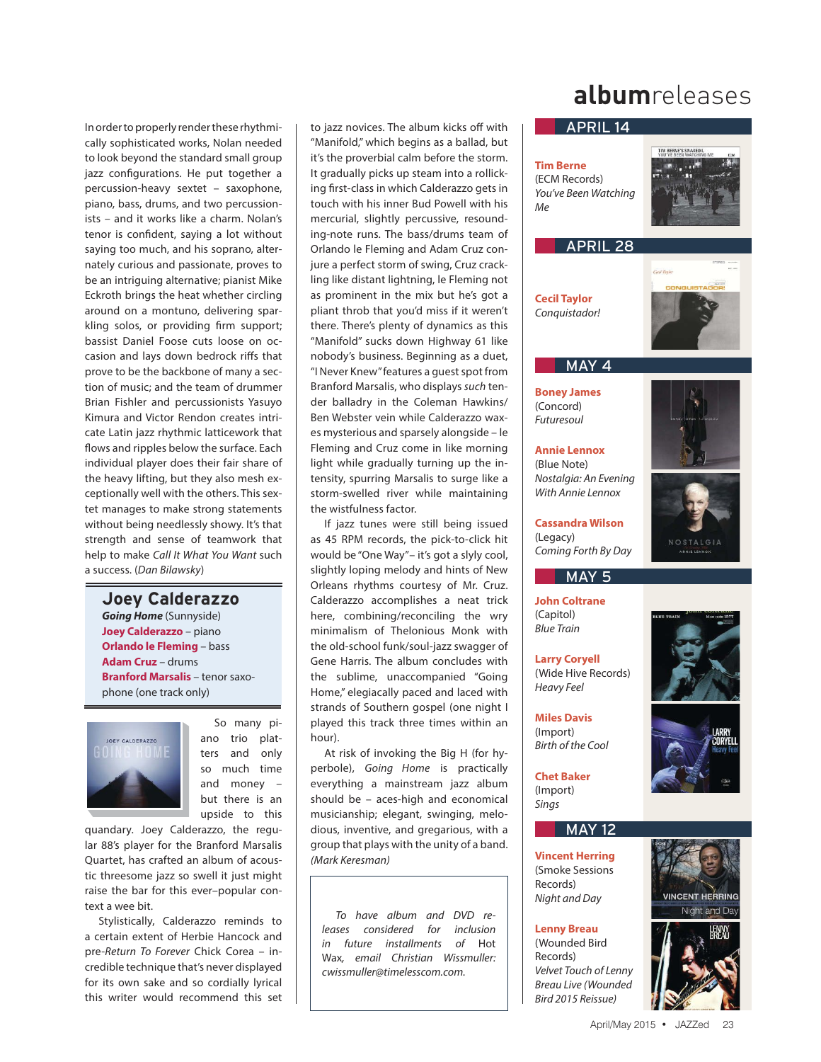In order to properly render these rhythmically sophisticated works, Nolan needed to look beyond the standard small group jazz configurations. He put together a percussion-heavy sextet – saxophone, piano, bass, drums, and two percussionists – and it works like a charm. Nolan's tenor is confident, saying a lot without saying too much, and his soprano, alternately curious and passionate, proves to be an intriguing alternative; pianist Mike Eckroth brings the heat whether circling around on a montuno, delivering sparkling solos, or providing firm support; bassist Daniel Foose cuts loose on occasion and lays down bedrock riffs that prove to be the backbone of many a section of music; and the team of drummer Brian Fishler and percussionists Yasuyo Kimura and Victor Rendon creates intricate Latin jazz rhythmic latticework that flows and ripples below the surface. Each individual player does their fair share of the heavy lifting, but they also mesh exceptionally well with the others. This sextet manages to make strong statements without being needlessly showy. It's that strength and sense of teamwork that help to make *Call It What You Want* such a success. (*Dan Bilawsky*)

## Joey Calderazzo

***Going Home*** (Sunnyside)
**Joey Calderazzo** – piano
**Orlando le Fleming** – bass
**Adam Cruz** – drums
**Branford Marsalis** – tenor saxophone (one track only)

So many piano trio platters and only so much time and money – but there is an upside to this quandary. Joey Calderazzo, the regular 88's player for the Branford Marsalis Quartet, has crafted an album of acoustic threesome jazz so swell it just might raise the bar for this ever–popular context a wee bit.

Stylistically, Calderazzo reminds to a certain extent of Herbie Hancock and pre-*Return To Forever* Chick Corea – incredible technique that's never displayed for its own sake and so cordially lyrical this writer would recommend this set to jazz novices. The album kicks off with "Manifold," which begins as a ballad, but it's the proverbial calm before the storm. It gradually picks up steam into a rollicking first-class in which Calderazzo gets in touch with his inner Bud Powell with his mercurial, slightly percussive, resounding-note runs. The bass/drums team of Orlando le Fleming and Adam Cruz conjure a perfect storm of swing, Cruz crackling like distant lightning, le Fleming not as prominent in the mix but he's got a pliant throb that you'd miss if it weren't there. There's plenty of dynamics as this "Manifold" sucks down Highway 61 like nobody's business. Beginning as a duet, "I Never Knew" features a guest spot from Branford Marsalis, who displays *such* tender balladry in the Coleman Hawkins/ Ben Webster vein while Calderazzo waxes mysterious and sparsely alongside – le Fleming and Cruz come in like morning light while gradually turning up the intensity, spurring Marsalis to surge like a storm-swelled river while maintaining the wistfulness factor.

If jazz tunes were still being issued as 45 RPM records, the pick-to-click hit would be "One Way" – it's got a slyly cool, slightly loping melody and hints of New Orleans rhythms courtesy of Mr. Cruz. Calderazzo accomplishes a neat trick here, combining/reconciling the wry minimalism of Thelonious Monk with the old-school funk/soul-jazz swagger of Gene Harris. The album concludes with the sublime, unaccompanied "Going Home," elegiacally paced and laced with strands of Southern gospel (one night I played this track three times within an hour).

At risk of invoking the Big H (for hyperbole), *Going Home* is practically everything a mainstream jazz album should be – aces-high and economical musicianship; elegant, swinging, melodious, inventive, and gregarious, with a group that plays with the unity of a band. *(Mark Keresman)*

*To have album and DVD releases considered for inclusion in future installments of Hot Wax, email Christian Wissmuller: cwissmuller@timelesscom.com.*

# **album**releases

## APRIL 14

**Tim Berne**
(ECM Records)
*You've Been Watching Me*

## APRIL 28

**Cecil Taylor**
*Conquistador!*

## MAY 4

**Boney James**
(Concord)
*Futuresoul*

**Annie Lennox**
(Blue Note)
*Nostalgia: An Evening With Annie Lennox*

**Cassandra Wilson**
(Legacy)
*Coming Forth By Day*

## MAY 5

**John Coltrane**
(Capitol)
*Blue Train*

**Larry Coryell**
(Wide Hive Records)
*Heavy Feel*

**Miles Davis**
(Import)
*Birth of the Cool*

**Chet Baker**
(Import)
*Sings*

## MAY 12

**Vincent Herring**
(Smoke Sessions Records)
*Night and Day*

**Lenny Breau**
(Wounded Bird Records)
*Velvet Touch of Lenny Breau Live (Wounded Bird 2015 Reissue)*